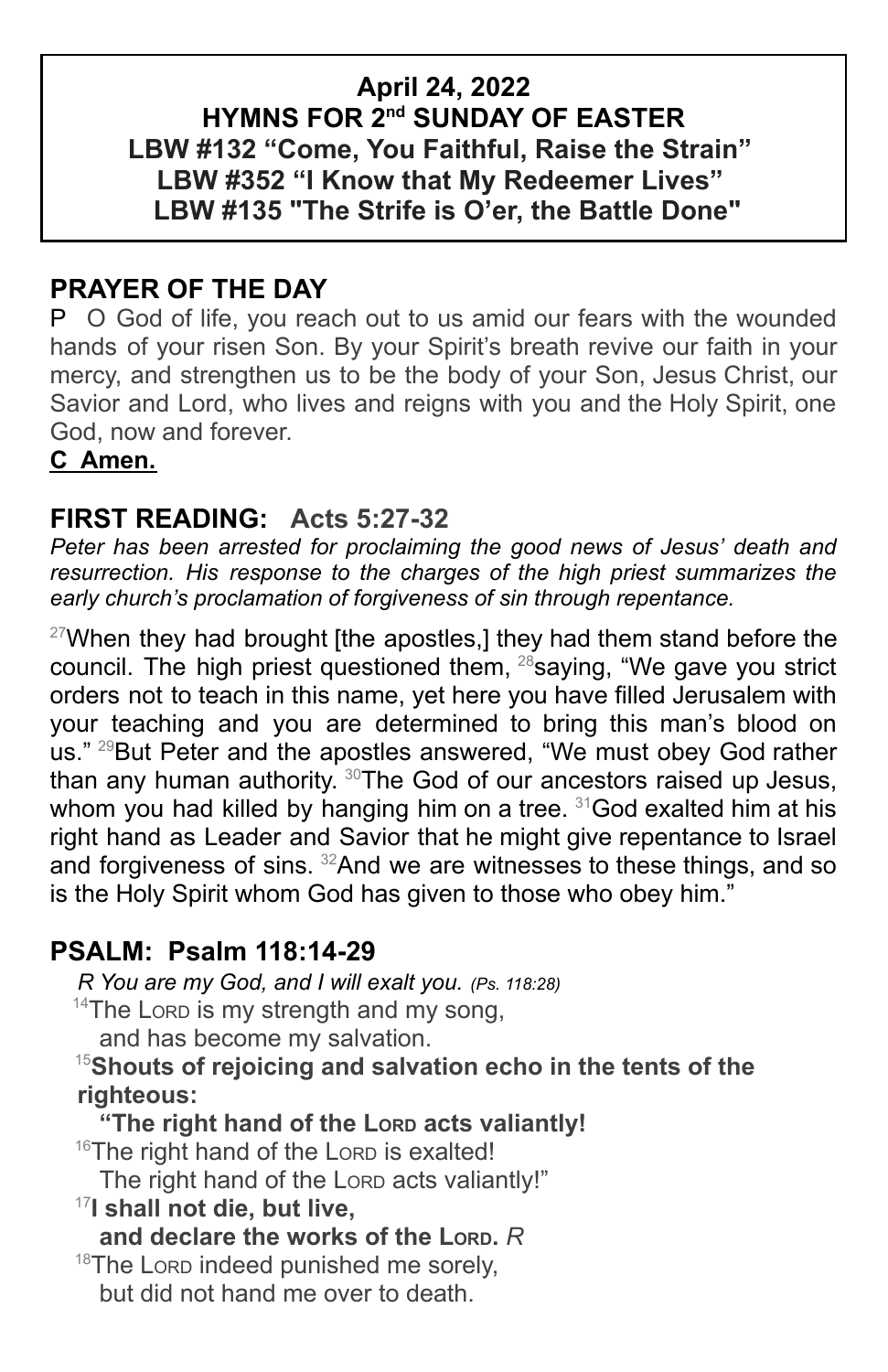**April 24, 2022**
**HYMNS FOR 2nd SUNDAY OF EASTER**
**LBW #132 "Come, You Faithful, Raise the Strain"**
**LBW #352 "I Know that My Redeemer Lives"**
**LBW #135 "The Strife is O'er, the Battle Done"**

## PRAYER OF THE DAY

P O God of life, you reach out to us amid our fears with the wounded hands of your risen Son. By your Spirit's breath revive our faith in your mercy, and strengthen us to be the body of your Son, Jesus Christ, our Savior and Lord, who lives and reigns with you and the Holy Spirit, one God, now and forever.

**C Amen.**

## FIRST READING: Acts 5:27-32

*Peter has been arrested for proclaiming the good news of Jesus' death and resurrection. His response to the charges of the high priest summarizes the early church's proclamation of forgiveness of sin through repentance.*

27When they had brought [the apostles,] they had them stand before the council. The high priest questioned them, 28saying, "We gave you strict orders not to teach in this name, yet here you have filled Jerusalem with your teaching and you are determined to bring this man's blood on us." 29But Peter and the apostles answered, "We must obey God rather than any human authority. 30The God of our ancestors raised up Jesus, whom you had killed by hanging him on a tree. 31God exalted him at his right hand as Leader and Savior that he might give repentance to Israel and forgiveness of sins. 32And we are witnesses to these things, and so is the Holy Spirit whom God has given to those who obey him."

## PSALM: Psalm 118:14-29

*R You are my God, and I will exalt you. (Ps. 118:28)*

14The LORD is my strength and my song,
and has become my salvation.

**15Shouts of rejoicing and salvation echo in the tents of the righteous:**
**"The right hand of the LORD acts valiantly!**

16The right hand of the LORD is exalted!
The right hand of the LORD acts valiantly!"

**17I shall not die, but live,**
**and declare the works of the LORD.** *R*

18The LORD indeed punished me sorely,
but did not hand me over to death.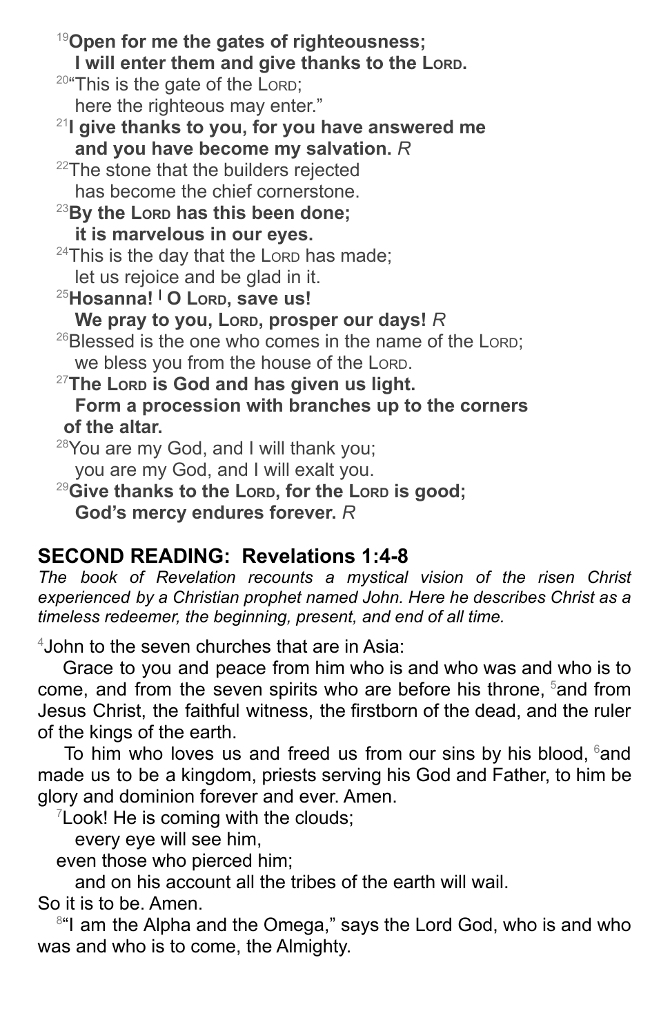[19]**Open for me the gates of righteousness;**
**I will enter them and give thanks to the LORD.**
[20]"This is the gate of the LORD;
here the righteous may enter."
[21]**I give thanks to you, for you have answered me**
**and you have become my salvation.** *R*
[22]The stone that the builders rejected
has become the chief cornerstone.
[23]**By the LORD has this been done;**
**it is marvelous in our eyes.**
[24]This is the day that the LORD has made;
let us rejoice and be glad in it.
[25]**Hosanna! | O LORD, save us!**
**We pray to you, LORD, prosper our days!** *R*
[26]Blessed is the one who comes in the name of the LORD;
we bless you from the house of the LORD.
[27]**The LORD is God and has given us light.**
**Form a procession with branches up to the corners of the altar.**
[28]You are my God, and I will thank you;
you are my God, and I will exalt you.
[29]**Give thanks to the LORD, for the LORD is good;**
**God's mercy endures forever.** *R*

## SECOND READING: Revelations 1:4-8

*The book of Revelation recounts a mystical vision of the risen Christ experienced by a Christian prophet named John. Here he describes Christ as a timeless redeemer, the beginning, present, and end of all time.*

[4]John to the seven churches that are in Asia:

Grace to you and peace from him who is and who was and who is to come, and from the seven spirits who are before his throne, [5]and from Jesus Christ, the faithful witness, the firstborn of the dead, and the ruler of the kings of the earth.

To him who loves us and freed us from our sins by his blood, [6]and made us to be a kingdom, priests serving his God and Father, to him be glory and dominion forever and ever. Amen.

[7]Look! He is coming with the clouds;
every eye will see him,
even those who pierced him;
and on his account all the tribes of the earth will wail.
So it is to be. Amen.

[8]"I am the Alpha and the Omega," says the Lord God, who is and who was and who is to come, the Almighty.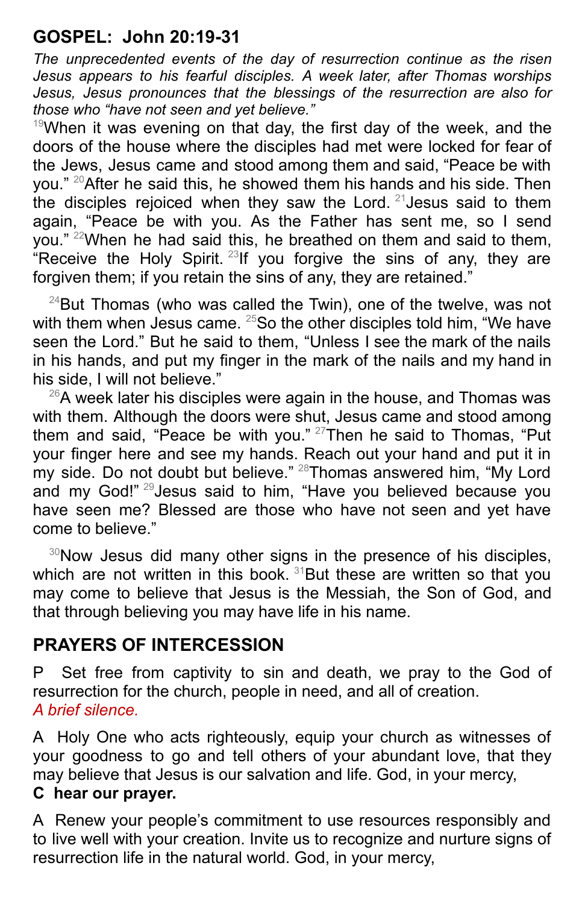## GOSPEL: John 20:19-31

*The unprecedented events of the day of resurrection continue as the risen Jesus appears to his fearful disciples. A week later, after Thomas worships Jesus, Jesus pronounces that the blessings of the resurrection are also for those who "have not seen and yet believe."*

[19]When it was evening on that day, the first day of the week, and the doors of the house where the disciples had met were locked for fear of the Jews, Jesus came and stood among them and said, "Peace be with you." [20]After he said this, he showed them his hands and his side. Then the disciples rejoiced when they saw the Lord. [21]Jesus said to them again, "Peace be with you. As the Father has sent me, so I send you." [22]When he had said this, he breathed on them and said to them, "Receive the Holy Spirit. [23]If you forgive the sins of any, they are forgiven them; if you retain the sins of any, they are retained."

[24]But Thomas (who was called the Twin), one of the twelve, was not with them when Jesus came. [25]So the other disciples told him, "We have seen the Lord." But he said to them, "Unless I see the mark of the nails in his hands, and put my finger in the mark of the nails and my hand in his side, I will not believe."

[26]A week later his disciples were again in the house, and Thomas was with them. Although the doors were shut, Jesus came and stood among them and said, "Peace be with you." [27]Then he said to Thomas, "Put your finger here and see my hands. Reach out your hand and put it in my side. Do not doubt but believe." [28]Thomas answered him, "My Lord and my God!" [29]Jesus said to him, "Have you believed because you have seen me? Blessed are those who have not seen and yet have come to believe."

[30]Now Jesus did many other signs in the presence of his disciples, which are not written in this book. [31]But these are written so that you may come to believe that Jesus is the Messiah, the Son of God, and that through believing you may have life in his name.

## PRAYERS OF INTERCESSION

P  Set free from captivity to sin and death, we pray to the God of resurrection for the church, people in need, and all of creation.
*A brief silence.*

A  Holy One who acts righteously, equip your church as witnesses of your goodness to go and tell others of your abundant love, that they may believe that Jesus is our salvation and life. God, in your mercy,
**C  hear our prayer.**

A  Renew your people's commitment to use resources responsibly and to live well with your creation. Invite us to recognize and nurture signs of resurrection life in the natural world. God, in your mercy,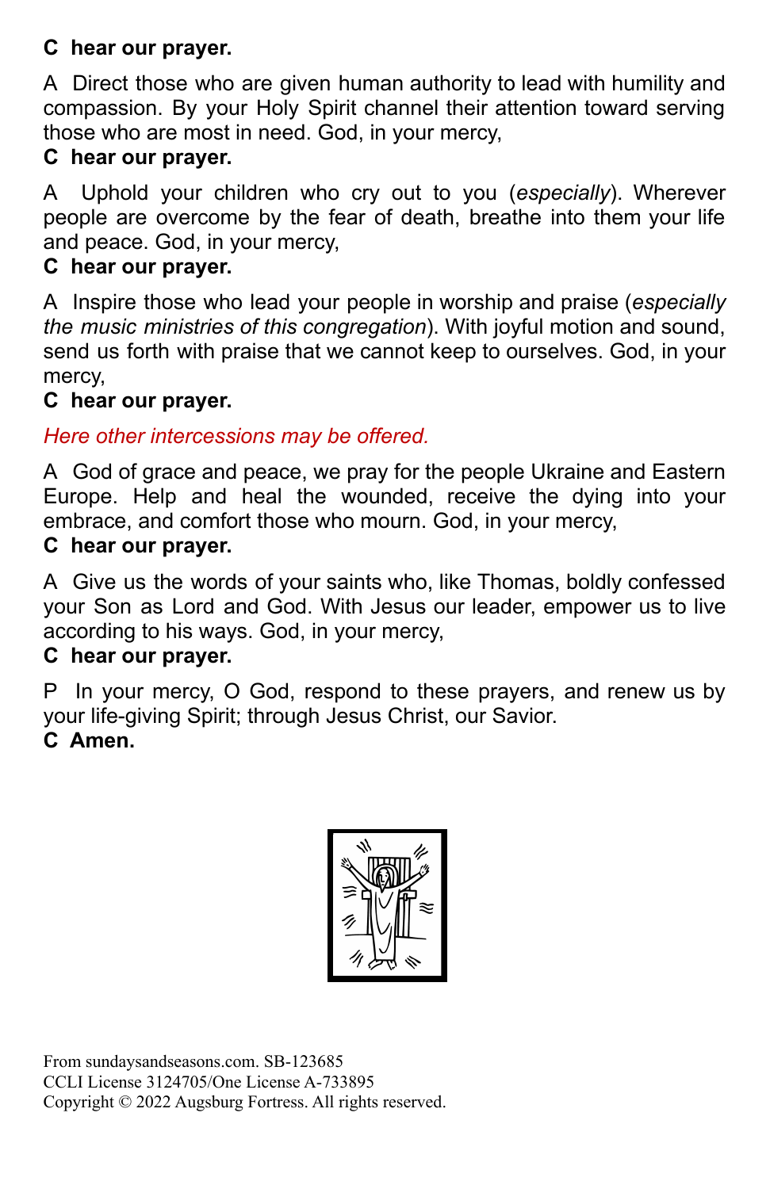**C hear our prayer.**

A Direct those who are given human authority to lead with humility and compassion. By your Holy Spirit channel their attention toward serving those who are most in need. God, in your mercy,

**C hear our prayer.**

A Uphold your children who cry out to you (*especially*). Wherever people are overcome by the fear of death, breathe into them your life and peace. God, in your mercy,

**C hear our prayer.**

A Inspire those who lead your people in worship and praise (*especially the music ministries of this congregation*). With joyful motion and sound, send us forth with praise that we cannot keep to ourselves. God, in your mercy,

**C hear our prayer.**

*Here other intercessions may be offered.*

A God of grace and peace, we pray for the people Ukraine and Eastern Europe. Help and heal the wounded, receive the dying into your embrace, and comfort those who mourn. God, in your mercy,

**C hear our prayer.**

A Give us the words of your saints who, like Thomas, boldly confessed your Son as Lord and God. With Jesus our leader, empower us to live according to his ways. God, in your mercy,

**C hear our prayer.**

P In your mercy, O God, respond to these prayers, and renew us by your life-giving Spirit; through Jesus Christ, our Savior.

**C Amen.**

From sundaysandseasons.com. SB-123685
CCLI License 3124705/One License A-733895
Copyright © 2022 Augsburg Fortress. All rights reserved.